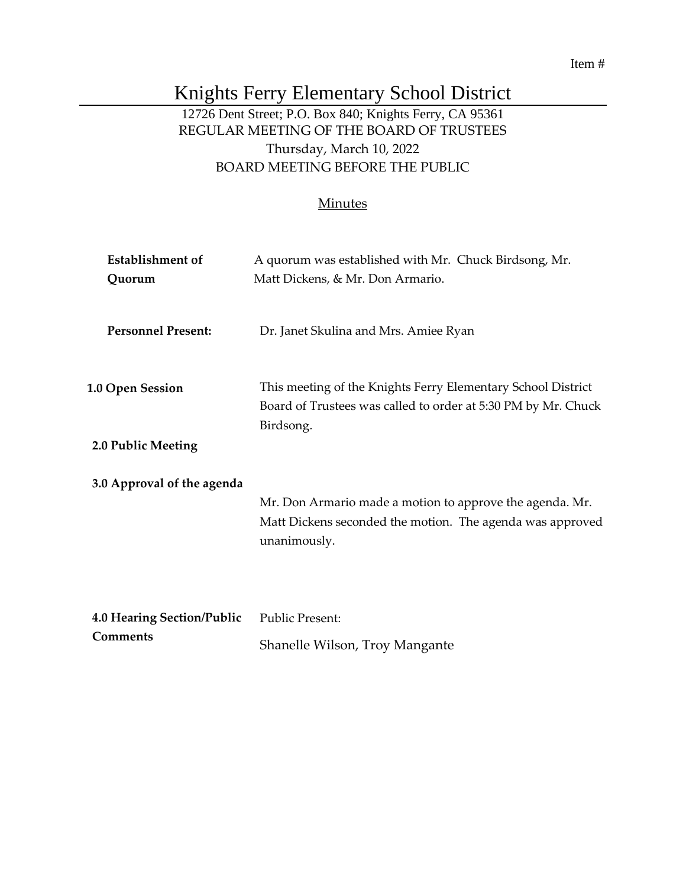Item #

# Knights Ferry Elementary School District

12726 Dent Street; P.O. Box 840; Knights Ferry, CA 95361
REGULAR MEETING OF THE BOARD OF TRUSTEES
Thursday, March 10, 2022
BOARD MEETING BEFORE THE PUBLIC

Minutes

| | |
|---|---|
| **Establishment of Quorum** | A quorum was established with Mr. Chuck Birdsong, Mr. Matt Dickens, & Mr. Don Armario. |
| **Personnel Present:** | Dr. Janet Skulina and Mrs. Amiee Ryan |
| **1.0 Open Session** | This meeting of the Knights Ferry Elementary School District Board of Trustees was called to order at 5:30 PM by Mr. Chuck Birdsong. |
| **2.0 Public Meeting** | |
| **3.0 Approval of the agenda** | Mr. Don Armario made a motion to approve the agenda. Mr. Matt Dickens seconded the motion. The agenda was approved unanimously. |
| **4.0 Hearing Section/Public Comments** | Public Present:<br>Shanelle Wilson, Troy Mangante |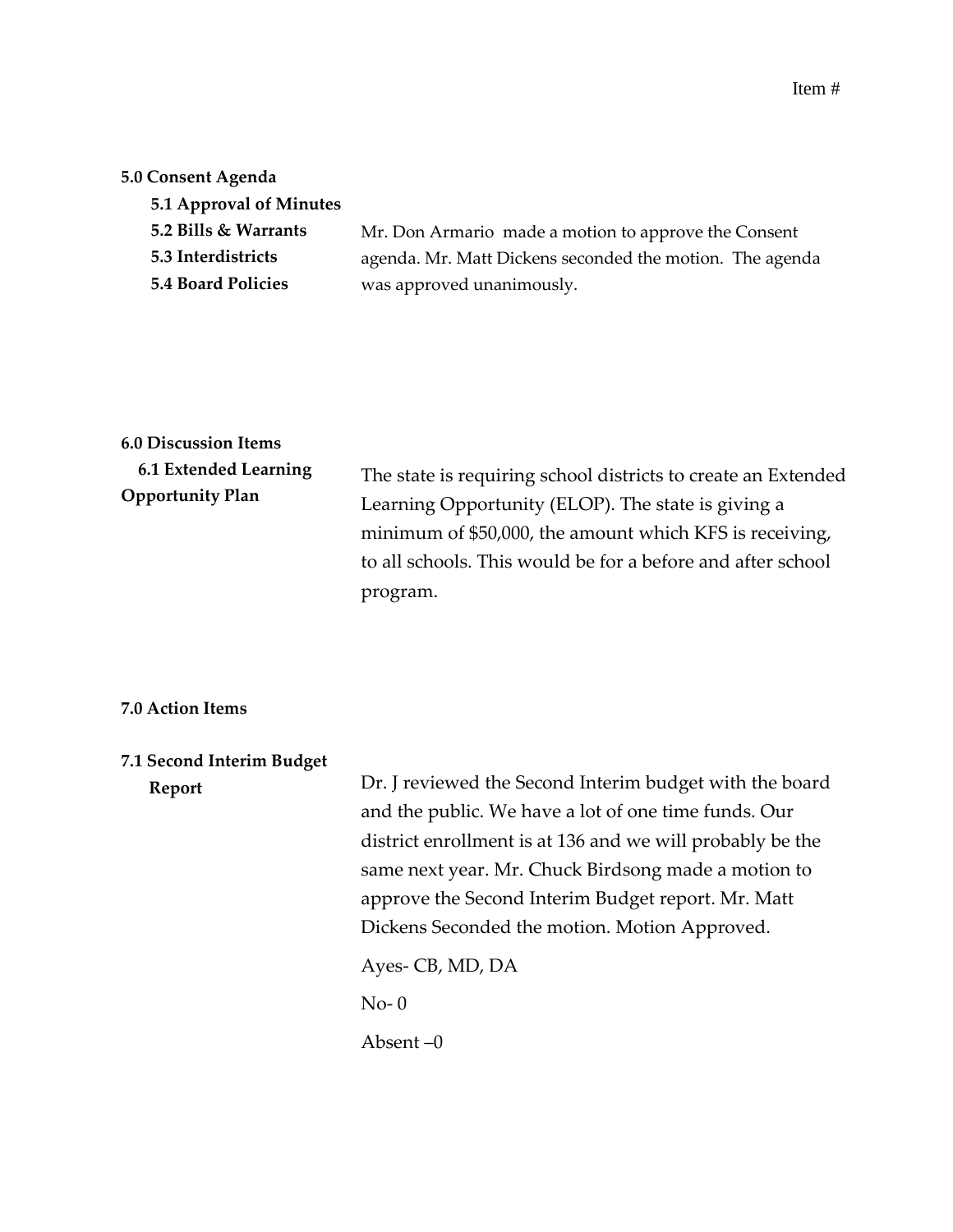Item #

**5.0 Consent Agenda**

**5.1 Approval of Minutes**

**5.2 Bills & Warrants**

**5.3 Interdistricts**

**5.4 Board Policies**

Mr. Don Armario made a motion to approve the Consent agenda. Mr. Matt Dickens seconded the motion. The agenda was approved unanimously.

**6.0 Discussion Items**

**6.1 Extended Learning Opportunity Plan**

The state is requiring school districts to create an Extended Learning Opportunity (ELOP). The state is giving a minimum of $50,000, the amount which KFS is receiving, to all schools. This would be for a before and after school program.

**7.0 Action Items**

**7.1 Second Interim Budget Report**

Dr. J reviewed the Second Interim budget with the board and the public. We have a lot of one time funds. Our district enrollment is at 136 and we will probably be the same next year. Mr. Chuck Birdsong made a motion to approve the Second Interim Budget report. Mr. Matt Dickens Seconded the motion. Motion Approved.

Ayes- CB, MD, DA

No- 0

Absent –0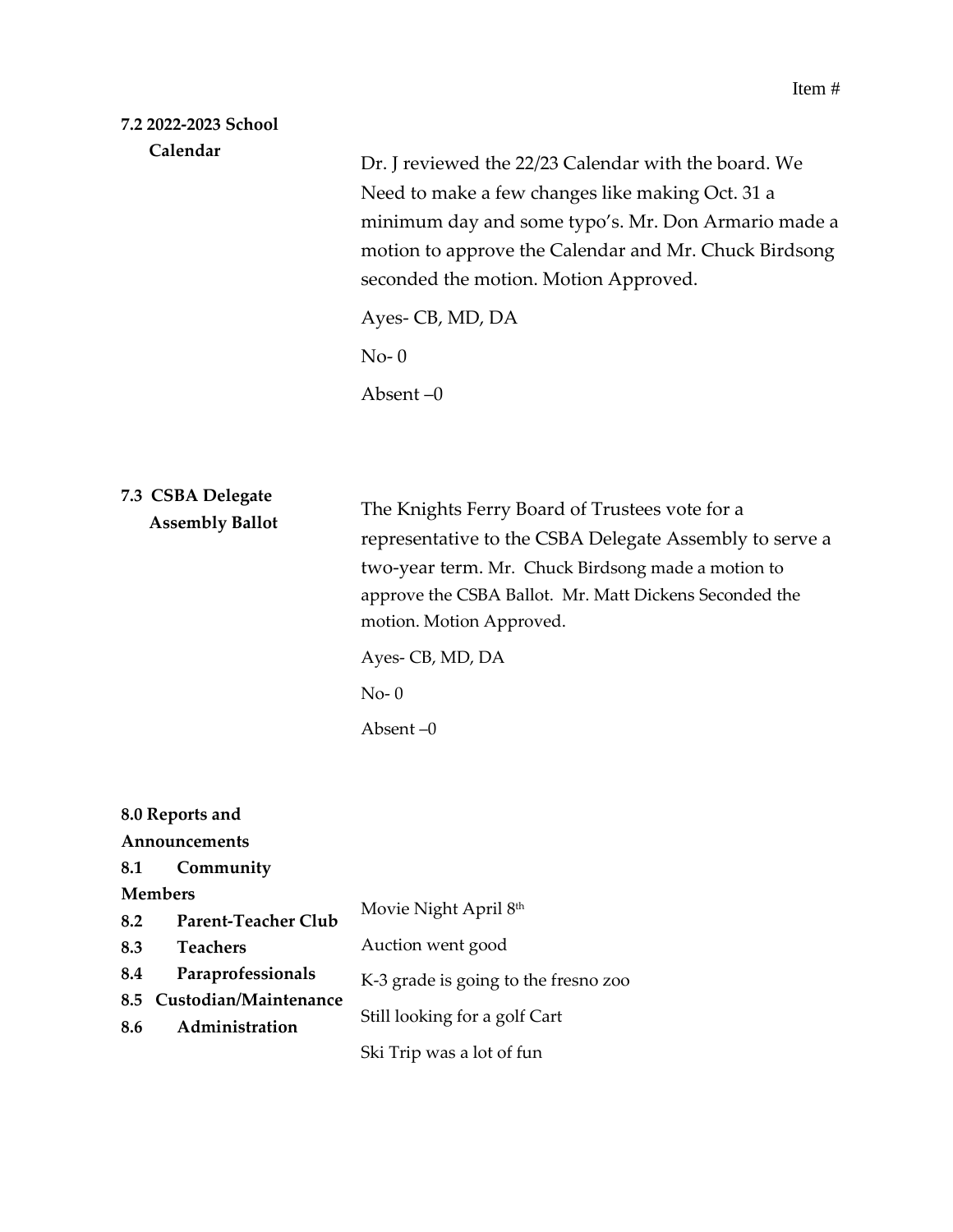Item #

**7.2 2022-2023 School Calendar**

Dr. J reviewed the 22/23 Calendar with the board. We Need to make a few changes like making Oct. 31 a minimum day and some typo's. Mr. Don Armario made a motion to approve the Calendar and Mr. Chuck Birdsong seconded the motion. Motion Approved.

Ayes- CB, MD, DA

No- 0

Absent –0

**7.3 CSBA Delegate Assembly Ballot**

The Knights Ferry Board of Trustees vote for a representative to the CSBA Delegate Assembly to serve a two-year term. Mr. Chuck Birdsong made a motion to approve the CSBA Ballot. Mr. Matt Dickens Seconded the motion. Motion Approved.

Ayes- CB, MD, DA

No- 0

Absent –0

**8.0 Reports and Announcements**

**8.1 Community Members**

**8.2 Parent-Teacher Club** — Movie Night April 8th

**8.3 Teachers** — Auction went good

**8.4 Paraprofessionals** — K-3 grade is going to the fresno zoo

**8.5 Custodian/Maintenance** — Still looking for a golf Cart

**8.6 Administration** — Ski Trip was a lot of fun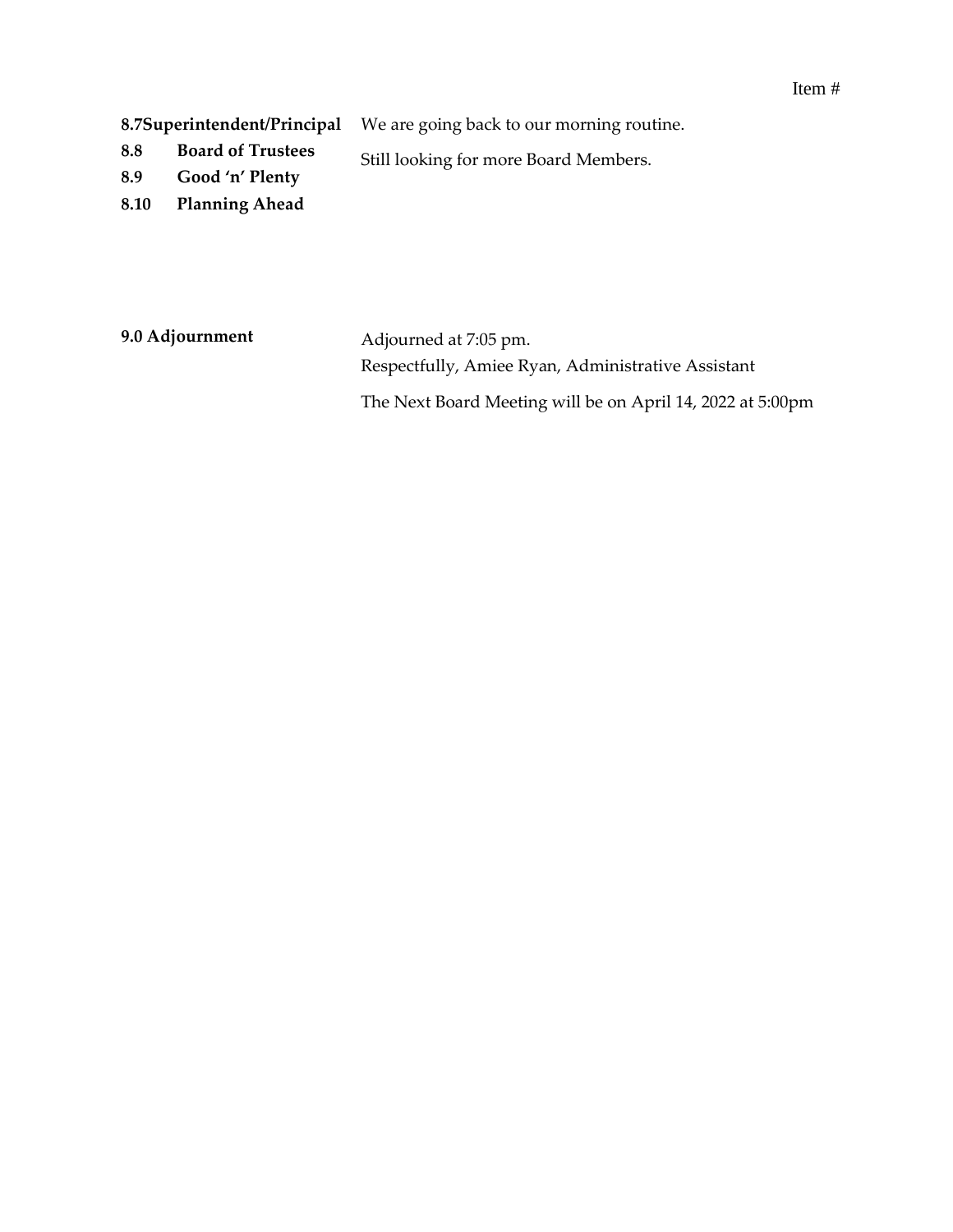Item #

| | |
|---|---|
| **8.7Superintendent/Principal** | We are going back to our morning routine. |
| **8.8 Board of Trustees** | Still looking for more Board Members. |
| **8.9 Good 'n' Plenty** | |
| **8.10 Planning Ahead** | |

| | |
|---|---|
| **9.0 Adjournment** | Adjourned at 7:05 pm.<br>Respectfully, Amiee Ryan, Administrative Assistant<br>The Next Board Meeting will be on April 14, 2022 at 5:00pm |